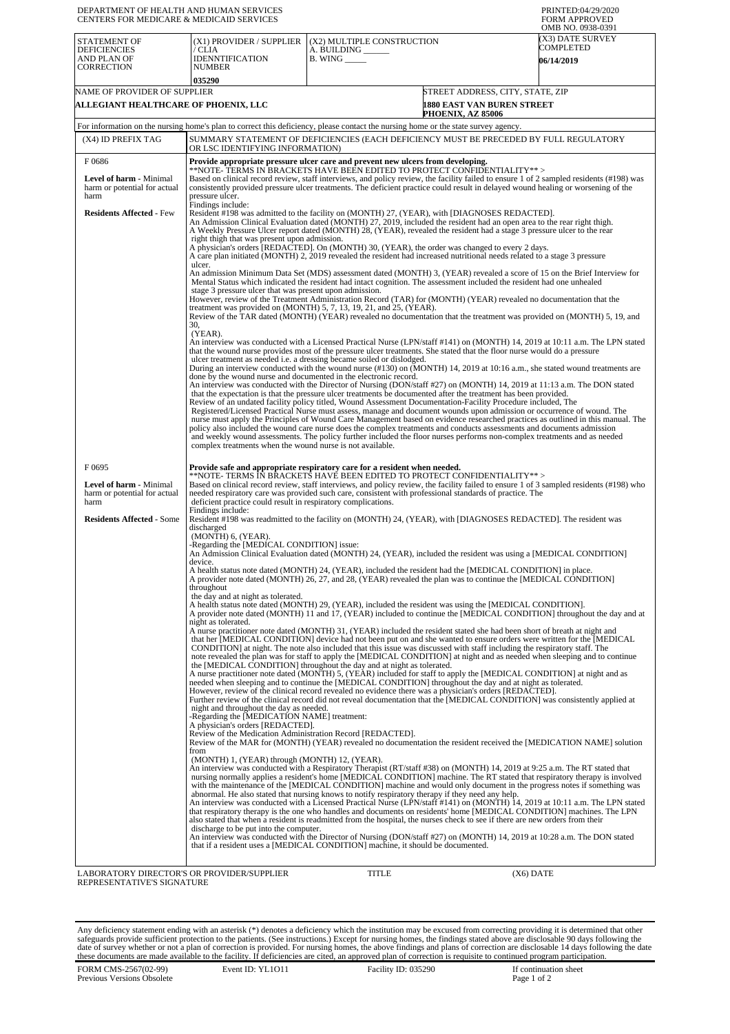DEPARTMENT OF HEALTH AND HUMAN SERVICES
CENTERS FOR MEDICARE & MEDICAID SERVICES

PRINTED:04/29/2020
FORM APPROVED
OMB NO. 0938-0391

| STATEMENT OF DEFICIENCIES AND PLAN OF CORRECTION | (X1) PROVIDER / SUPPLIER / CLIA IDENNTIFICATION NUMBER | (X2) MULTIPLE CONSTRUCTION A. BUILDING ______ B. WING _____ | (X3) DATE SURVEY COMPLETED |
|---|---|---|---|
| | 035290 | | 06/14/2019 |

| NAME OF PROVIDER OF SUPPLIER | STREET ADDRESS, CITY, STATE, ZIP |
|---|---|
| ALLEGIANT HEALTHCARE OF PHOENIX, LLC | 1880 EAST VAN BUREN STREET PHOENIX, AZ 85006 |

For information on the nursing home's plan to correct this deficiency, please contact the nursing home or the state survey agency.

| (X4) ID PREFIX TAG | SUMMARY STATEMENT OF DEFICIENCIES (EACH DEFICIENCY MUST BE PRECEDED BY FULL REGULATORY OR LSC IDENTIFYING INFORMATION) |
|---|---|
| F 0686<br><br>**Level of harm** - Minimal harm or potential for actual harm<br><br>**Residents Affected** - Few | **Provide appropriate pressure ulcer care and prevent new ulcers from developing.**<br>**NOTE- TERMS IN BRACKETS HAVE BEEN EDITED TO PROTECT CONFIDENTIALITY** ><br>Based on clinical record review, staff interviews, and policy review, the facility failed to ensure 1 of 2 sampled residents (#198) was consistently provided pressure ulcer treatments. The deficient practice could result in delayed wound healing or worsening of the pressure ulcer.<br>Findings include:<br>Resident #198 was admitted to the facility on (MONTH) 27, (YEAR), with [DIAGNOSES REDACTED].<br>An Admission Clinical Evaluation dated (MONTH) 27, 2019, included the resident had an open area to the rear right thigh.<br>A Weekly Pressure Ulcer report dated (MONTH) 28, (YEAR), revealed the resident had a stage 3 pressure ulcer to the rear right thigh that was present upon admission.<br>A physician's orders [REDACTED]. On (MONTH) 30, (YEAR), the order was changed to every 2 days.<br>A care plan initiated (MONTH) 2, 2019 revealed the resident had increased nutritional needs related to a stage 3 pressure ulcer.<br>An admission Minimum Data Set (MDS) assessment dated (MONTH) 3, (YEAR) revealed a score of 15 on the Brief Interview for Mental Status which indicated the resident had intact cognition. The assessment included the resident had one unhealed stage 3 pressure ulcer that was present upon admission.<br>However, review of the Treatment Administration Record (TAR) for (MONTH) (YEAR) revealed no documentation that the treatment was provided on (MONTH) 5, 7, 13, 19, 21, and 25, (YEAR).<br>Review of the TAR dated (MONTH) (YEAR) revealed no documentation that the treatment was provided on (MONTH) 5, 19, and 30, (YEAR).<br>An interview was conducted with a Licensed Practical Nurse (LPN/staff #141) on (MONTH) 14, 2019 at 10:11 a.m. The LPN stated that the wound nurse provides most of the pressure ulcer treatments. She stated that the floor nurse would do a pressure ulcer treatment as needed i.e. a dressing became soiled or dislodged.<br>During an interview conducted with the wound nurse (#130) on (MONTH) 14, 2019 at 10:16 a.m., she stated wound treatments are done by the wound nurse and documented in the electronic record.<br>An interview was conducted with the Director of Nursing (DON/staff #27) on (MONTH) 14, 2019 at 11:13 a.m. The DON stated that the expectation is that the pressure ulcer treatments be documented after the treatment has been provided.<br>Review of an undated facility policy titled, Wound Assessment Documentation-Facility Procedure included, The Registered/Licensed Practical Nurse must assess, manage and document wounds upon admission or occurrence of wound. The nurse must apply the Principles of Wound Care Management based on evidence researched practices as outlined in this manual. The policy also included the wound care nurse does the complex treatments and conducts assessments and documents admission and weekly wound assessments. The policy further included the floor nurses performs non-complex treatments and as needed complex treatments when the wound nurse is not available. |
| F 0695<br><br>**Level of harm** - Minimal harm or potential for actual harm<br><br>**Residents Affected** - Some | **Provide safe and appropriate respiratory care for a resident when needed.**<br>**NOTE- TERMS IN BRACKETS HAVE BEEN EDITED TO PROTECT CONFIDENTIALITY** ><br>Based on clinical record review, staff interviews, and policy review, the facility failed to ensure 1 of 3 sampled residents (#198) who needed respiratory care was provided such care, consistent with professional standards of practice. The deficient practice could result in respiratory complications.<br>Findings include:<br>Resident #198 was readmitted to the facility on (MONTH) 24, (YEAR), with [DIAGNOSES REDACTED]. The resident was discharged (MONTH) 6, (YEAR).<br>-Regarding the [MEDICAL CONDITION] issue:<br>An Admission Clinical Evaluation dated (MONTH) 24, (YEAR), included the resident was using a [MEDICAL CONDITION] device.<br>A health status note dated (MONTH) 24, (YEAR), included the resident had the [MEDICAL CONDITION] in place.<br>A provider note dated (MONTH) 26, 27, and 28, (YEAR) revealed the plan was to continue the [MEDICAL CONDITION] throughout the day and at night as tolerated.<br>A health status note dated (MONTH) 29, (YEAR), included the resident was using the [MEDICAL CONDITION].<br>A provider note dated (MONTH) 11 and 17, (YEAR) included to continue the [MEDICAL CONDITION] throughout the day and at night as tolerated.<br>A nurse practitioner note dated (MONTH) 31, (YEAR) included the resident stated she had been short of breath at night and that her [MEDICAL CONDITION] device had not been put on and she wanted to ensure orders were written for the [MEDICAL CONDITION] at night. The note also included that this issue was discussed with staff including the respiratory staff. The note revealed the plan was for staff to apply the [MEDICAL CONDITION] at night and as needed when sleeping and to continue the [MEDICAL CONDITION] throughout the day and at night as tolerated.<br>A nurse practitioner note dated (MONTH) 5, (YEAR) included for staff to apply the [MEDICAL CONDITION] at night and as needed when sleeping and to continue the [MEDICAL CONDITION] throughout the day and at night as tolerated.<br>However, review of the clinical record revealed no evidence there was a physician's orders [REDACTED].<br>Further review of the clinical record did not reveal documentation that the [MEDICAL CONDITION] was consistently applied at night and throughout the day as needed.<br>-Regarding the [MEDICATION NAME] treatment:<br>A physician's orders [REDACTED].<br>Review of the Medication Administration Record [REDACTED].<br>Review of the MAR for (MONTH) (YEAR) revealed no documentation the resident received the [MEDICATION NAME] solution from (MONTH) 1, (YEAR) through (MONTH) 12, (YEAR).<br>An interview was conducted with a Respiratory Therapist (RT/staff #38) on (MONTH) 14, 2019 at 9:25 a.m. The RT stated that nursing normally applies a resident's home [MEDICAL CONDITION] machine. The RT stated that respiratory therapy is involved with the maintenance of the [MEDICAL CONDITION] machine and would only document in the progress notes if something was abnormal. He also stated that nursing knows to notify respiratory therapy if they need any help.<br>An interview was conducted with a Licensed Practical Nurse (LPN/staff #141) on (MONTH) 14, 2019 at 10:11 a.m. The LPN stated that respiratory therapy is the one who handles and documents on residents' home [MEDICAL CONDITION] machines. The LPN also stated that when a resident is readmitted from the hospital, the nurses check to see if there are new orders from their discharge to be put into the computer.<br>An interview was conducted with the Director of Nursing (DON/staff #27) on (MONTH) 14, 2019 at 10:28 a.m. The DON stated that if a resident uses a [MEDICAL CONDITION] machine, it should be documented. |

LABORATORY DIRECTOR'S OR PROVIDER/SUPPLIER REPRESENTATIVE'S SIGNATURE | TITLE | (X6) DATE

Any deficiency statement ending with an asterisk (*) denotes a deficiency which the institution may be excused from correcting providing it is determined that other safeguards provide sufficient protection to the patients. (See instructions.) Except for nursing homes, the findings stated above are disclosable 90 days following the date of survey whether or not a plan of correction is provided. For nursing homes, the above findings and plans of correction are disclosable 14 days following the date these documents are made available to the facility. If deficiencies are cited, an approved plan of correction is requisite to continued program participation.

FORM CMS-2567(02-99) Previous Versions Obsolete | Event ID: YL1O11 | Facility ID: 035290 | If continuation sheet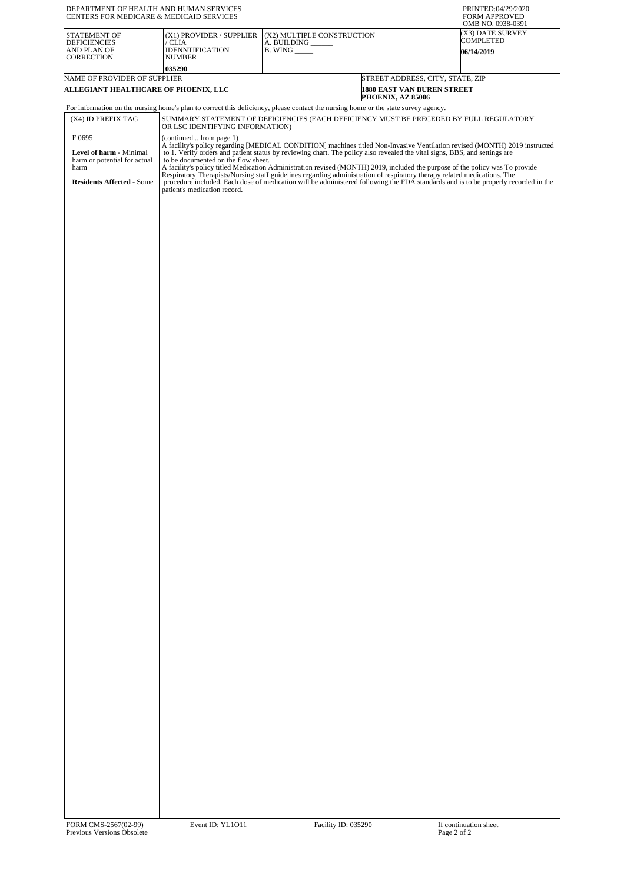DEPARTMENT OF HEALTH AND HUMAN SERVICES
CENTERS FOR MEDICARE & MEDICAID SERVICES

PRINTED:04/29/2020
FORM APPROVED
OMB NO. 0938-0391

| STATEMENT OF DEFICIENCIES AND PLAN OF CORRECTION | (X1) PROVIDER / SUPPLIER / CLIA IDENNTIFICATION NUMBER | (X2) MULTIPLE CONSTRUCTION | (X3) DATE SURVEY COMPLETED |
|---|---|---|---|
| | 035290 | A. BUILDING ______ B. WING _____ | 06/14/2019 |

| NAME OF PROVIDER OF SUPPLIER | STREET ADDRESS, CITY, STATE, ZIP |
|---|---|
| ALLEGIANT HEALTHCARE OF PHOENIX, LLC | 1880 EAST VAN BUREN STREET PHOENIX, AZ 85006 |

For information on the nursing home's plan to correct this deficiency, please contact the nursing home or the state survey agency.

| (X4) ID PREFIX TAG | SUMMARY STATEMENT OF DEFICIENCIES (EACH DEFICIENCY MUST BE PRECEDED BY FULL REGULATORY OR LSC IDENTIFYING INFORMATION) |
|---|---|
| F 0695 **Level of harm -** Minimal harm or potential for actual harm **Residents Affected -** Some | (continued... from page 1) A facility's policy regarding [MEDICAL CONDITION] machines titled Non-Invasive Ventilation revised (MONTH) 2019 instructed to 1. Verify orders and patient status by reviewing chart. The policy also revealed the vital signs, BBS, and settings are to be documented on the flow sheet. A facility's policy titled Medication Administration revised (MONTH) 2019, included the purpose of the policy was To provide Respiratory Therapists/Nursing staff guidelines regarding administration of respiratory therapy related medications. The procedure included, Each dose of medication will be administered following the FDA standards and is to be properly recorded in the patient's medication record. |

FORM CMS-2567(02-99) Previous Versions Obsolete | Event ID: YL1O11 | Facility ID: 035290 | If continuation sheet